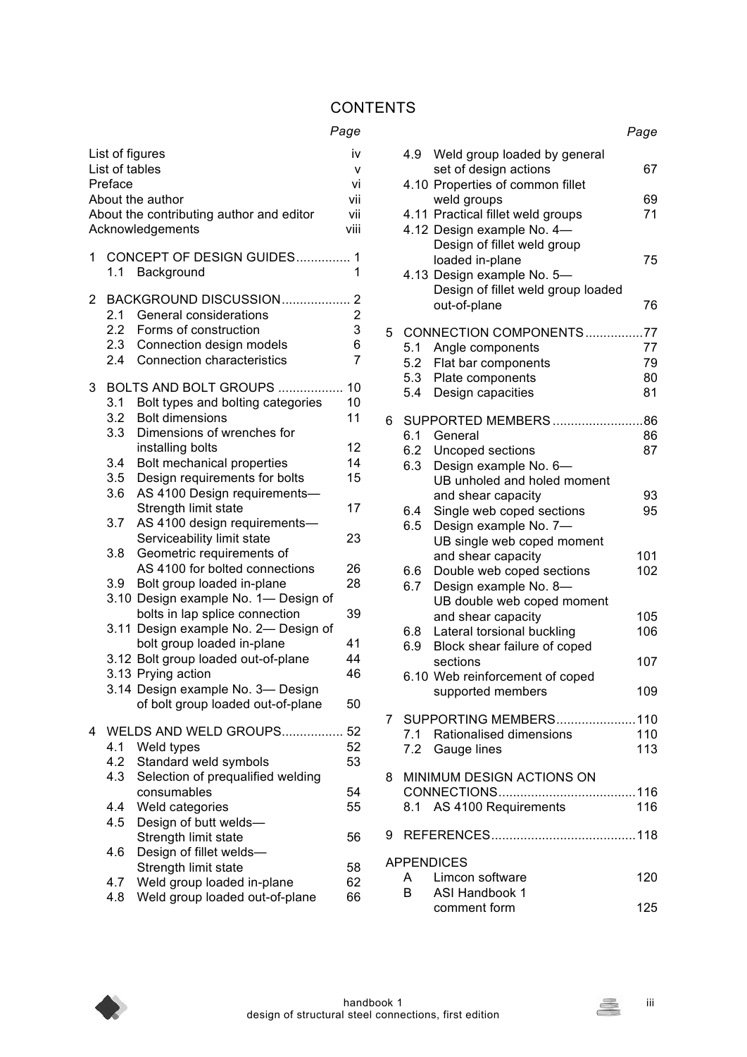# CONTENTS

| | Page |
|---|---|
| List of figures | iv |
| List of tables | v |
| Preface | vi |
| About the author | vii |
| About the contributing author and editor | vii |
| Acknowledgements | viii |
| **1 CONCEPT OF DESIGN GUIDES** | **1** |
| 1.1 Background | 1 |
| **2 BACKGROUND DISCUSSION** | **2** |
| 2.1 General considerations | 2 |
| 2.2 Forms of construction | 3 |
| 2.3 Connection design models | 6 |
| 2.4 Connection characteristics | 7 |
| **3 BOLTS AND BOLT GROUPS** | **10** |
| 3.1 Bolt types and bolting categories | 10 |
| 3.2 Bolt dimensions | 11 |
| 3.3 Dimensions of wrenches for installing bolts | 12 |
| 3.4 Bolt mechanical properties | 14 |
| 3.5 Design requirements for bolts | 15 |
| 3.6 AS 4100 Design requirements—Strength limit state | 17 |
| 3.7 AS 4100 design requirements—Serviceability limit state | 23 |
| 3.8 Geometric requirements of AS 4100 for bolted connections | 26 |
| 3.9 Bolt group loaded in-plane | 28 |
| 3.10 Design example No. 1— Design of bolts in lap splice connection | 39 |
| 3.11 Design example No. 2— Design of bolt group loaded in-plane | 41 |
| 3.12 Bolt group loaded out-of-plane | 44 |
| 3.13 Prying action | 46 |
| 3.14 Design example No. 3— Design of bolt group loaded out-of-plane | 50 |
| **4 WELDS AND WELD GROUPS** | **52** |
| 4.1 Weld types | 52 |
| 4.2 Standard weld symbols | 53 |
| 4.3 Selection of prequalified welding consumables | 54 |
| 4.4 Weld categories | 55 |
| 4.5 Design of butt welds—Strength limit state | 56 |
| 4.6 Design of fillet welds—Strength limit state | 58 |
| 4.7 Weld group loaded in-plane | 62 |
| 4.8 Weld group loaded out-of-plane | 66 |
| 4.9 Weld group loaded by general set of design actions | 67 |
| 4.10 Properties of common fillet weld groups | 69 |
| 4.11 Practical fillet weld groups | 71 |
| 4.12 Design example No. 4— Design of fillet weld group loaded in-plane | 75 |
| 4.13 Design example No. 5— Design of fillet weld group loaded out-of-plane | 76 |
| **5 CONNECTION COMPONENTS** | **77** |
| 5.1 Angle components | 77 |
| 5.2 Flat bar components | 79 |
| 5.3 Plate components | 80 |
| 5.4 Design capacities | 81 |
| **6 SUPPORTED MEMBERS** | **86** |
| 6.1 General | 86 |
| 6.2 Uncoped sections | 87 |
| 6.3 Design example No. 6— UB unholed and holed moment and shear capacity | 93 |
| 6.4 Single web coped sections | 95 |
| 6.5 Design example No. 7— UB single web coped moment and shear capacity | 101 |
| 6.6 Double web coped sections | 102 |
| 6.7 Design example No. 8— UB double web coped moment and shear capacity | 105 |
| 6.8 Lateral torsional buckling | 106 |
| 6.9 Block shear failure of coped sections | 107 |
| 6.10 Web reinforcement of coped supported members | 109 |
| **7 SUPPORTING MEMBERS** | **110** |
| 7.1 Rationalised dimensions | 110 |
| 7.2 Gauge lines | 113 |
| **8 MINIMUM DESIGN ACTIONS ON CONNECTIONS** | **116** |
| 8.1 AS 4100 Requirements | 116 |
| **9 REFERENCES** | **118** |
| **APPENDICES** | |
| A Limcon software | 120 |
| B ASI Handbook 1 comment form | 125 |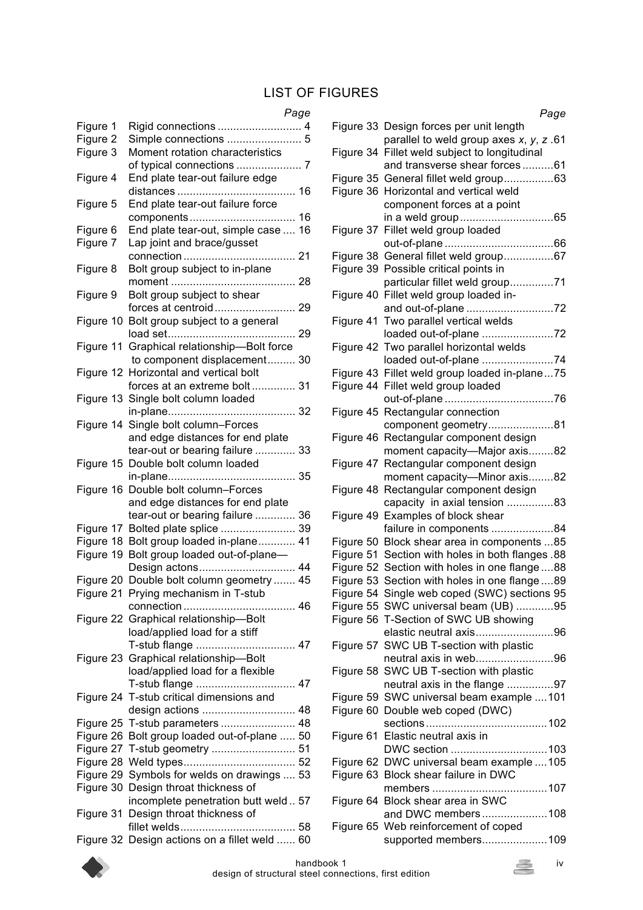# LIST OF FIGURES

| | | Page |
|---|---|---|
| Figure 1 | Rigid connections | 4 |
| Figure 2 | Simple connections | 5 |
| Figure 3 | Moment rotation characteristics of typical connections | 7 |
| Figure 4 | End plate tear-out failure edge distances | 16 |
| Figure 5 | End plate tear-out failure force components | 16 |
| Figure 6 | End plate tear-out, simple case | 16 |
| Figure 7 | Lap joint and brace/gusset connection | 21 |
| Figure 8 | Bolt group subject to in-plane moment | 28 |
| Figure 9 | Bolt group subject to shear forces at centroid | 29 |
| Figure 10 | Bolt group subject to a general load set | 29 |
| Figure 11 | Graphical relationship—Bolt force to component displacement | 30 |
| Figure 12 | Horizontal and vertical bolt forces at an extreme bolt | 31 |
| Figure 13 | Single bolt column loaded in-plane | 32 |
| Figure 14 | Single bolt column–Forces and edge distances for end plate tear-out or bearing failure | 33 |
| Figure 15 | Double bolt column loaded in-plane | 35 |
| Figure 16 | Double bolt column–Forces and edge distances for end plate tear-out or bearing failure | 36 |
| Figure 17 | Bolted plate splice | 39 |
| Figure 18 | Bolt group loaded in-plane | 41 |
| Figure 19 | Bolt group loaded out-of-plane—Design actons | 44 |
| Figure 20 | Double bolt column geometry | 45 |
| Figure 21 | Prying mechanism in T-stub connection | 46 |
| Figure 22 | Graphical relationship—Bolt load/applied load for a stiff T-stub flange | 47 |
| Figure 23 | Graphical relationship—Bolt load/applied load for a flexible T-stub flange | 47 |
| Figure 24 | T-stub critical dimensions and design actions | 48 |
| Figure 25 | T-stub parameters | 48 |
| Figure 26 | Bolt group loaded out-of-plane | 50 |
| Figure 27 | T-stub geometry | 51 |
| Figure 28 | Weld types | 52 |
| Figure 29 | Symbols for welds on drawings | 53 |
| Figure 30 | Design throat thickness of incomplete penetration butt weld | 57 |
| Figure 31 | Design throat thickness of fillet welds | 58 |
| Figure 32 | Design actions on a fillet weld | 60 |
| Figure 33 | Design forces per unit length parallel to weld group axes *x*, *y*, *z* | 61 |
| Figure 34 | Fillet weld subject to longitudinal and transverse shear forces | 61 |
| Figure 35 | General fillet weld group | 63 |
| Figure 36 | Horizontal and vertical weld component forces at a point in a weld group | 65 |
| Figure 37 | Fillet weld group loaded out-of-plane | 66 |
| Figure 38 | General fillet weld group | 67 |
| Figure 39 | Possible critical points in particular fillet weld group | 71 |
| Figure 40 | Fillet weld group loaded in- and out-of-plane | 72 |
| Figure 41 | Two parallel vertical welds loaded out-of-plane | 72 |
| Figure 42 | Two parallel horizontal welds loaded out-of-plane | 74 |
| Figure 43 | Fillet weld group loaded in-plane | 75 |
| Figure 44 | Fillet weld group loaded out-of-plane | 76 |
| Figure 45 | Rectangular connection component geometry | 81 |
| Figure 46 | Rectangular component design moment capacity—Major axis | 82 |
| Figure 47 | Rectangular component design moment capacity—Minor axis | 82 |
| Figure 48 | Rectangular component design capacity in axial tension | 83 |
| Figure 49 | Examples of block shear failure in components | 84 |
| Figure 50 | Block shear area in components | 85 |
| Figure 51 | Section with holes in both flanges | 88 |
| Figure 52 | Section with holes in one flange | 88 |
| Figure 53 | Section with holes in one flange | 89 |
| Figure 54 | Single web coped (SWC) sections | 95 |
| Figure 55 | SWC universal beam (UB) | 95 |
| Figure 56 | T-Section of SWC UB showing elastic neutral axis | 96 |
| Figure 57 | SWC UB T-section with plastic neutral axis in web | 96 |
| Figure 58 | SWC UB T-section with plastic neutral axis in the flange | 97 |
| Figure 59 | SWC universal beam example | 101 |
| Figure 60 | Double web coped (DWC) sections | 102 |
| Figure 61 | Elastic neutral axis in DWC section | 103 |
| Figure 62 | DWC universal beam example | 105 |
| Figure 63 | Block shear failure in DWC members | 107 |
| Figure 64 | Block shear area in SWC and DWC members | 108 |
| Figure 65 | Web reinforcement of coped supported members | 109 |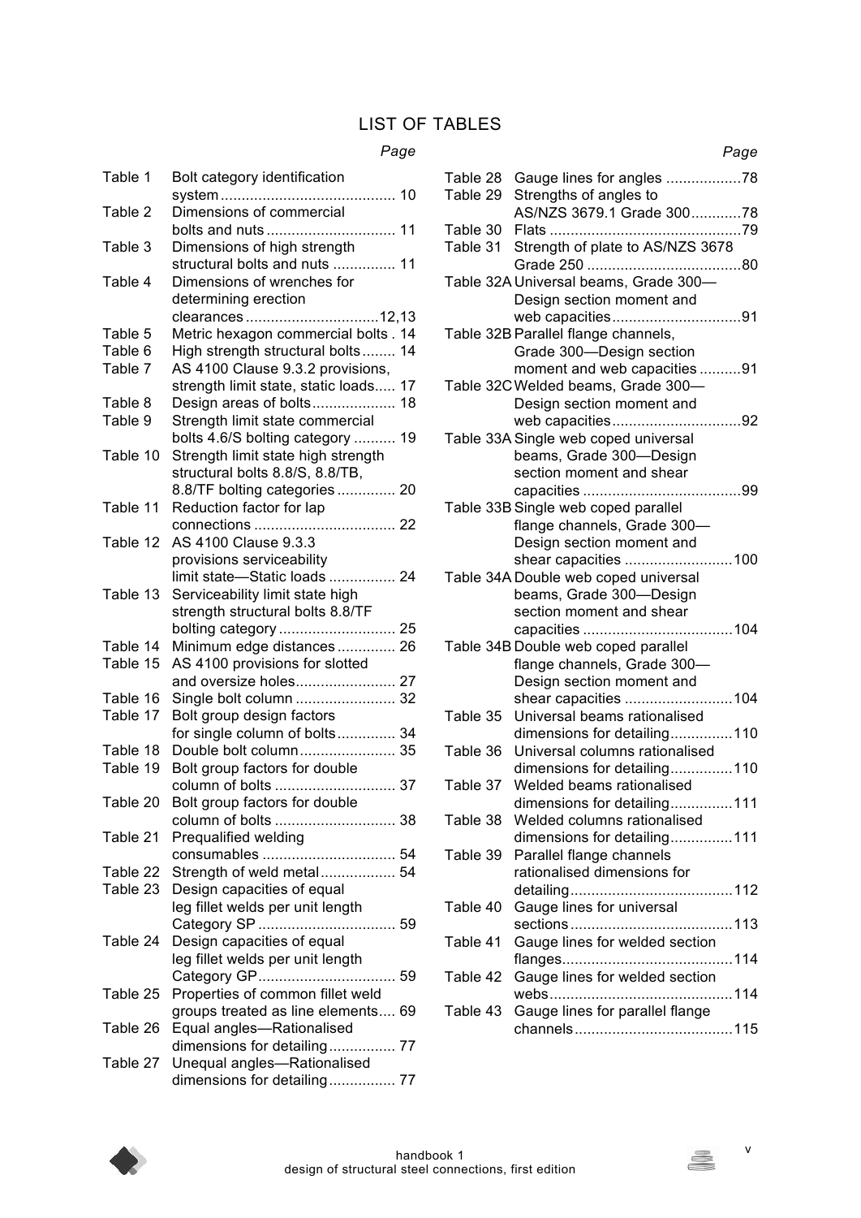# LIST OF TABLES

| | | Page |
|---|---|---|
| Table 1 | Bolt category identification system | 10 |
| Table 2 | Dimensions of commercial bolts and nuts | 11 |
| Table 3 | Dimensions of high strength structural bolts and nuts | 11 |
| Table 4 | Dimensions of wrenches for determining erection clearances | 12,13 |
| Table 5 | Metric hexagon commercial bolts | 14 |
| Table 6 | High strength structural bolts | 14 |
| Table 7 | AS 4100 Clause 9.3.2 provisions, strength limit state, static loads | 17 |
| Table 8 | Design areas of bolts | 18 |
| Table 9 | Strength limit state commercial bolts 4.6/S bolting category | 19 |
| Table 10 | Strength limit state high strength structural bolts 8.8/S, 8.8/TB, 8.8/TF bolting categories | 20 |
| Table 11 | Reduction factor for lap connections | 22 |
| Table 12 | AS 4100 Clause 9.3.3 provisions serviceability limit state—Static loads | 24 |
| Table 13 | Serviceability limit state high strength structural bolts 8.8/TF bolting category | 25 |
| Table 14 | Minimum edge distances | 26 |
| Table 15 | AS 4100 provisions for slotted and oversize holes | 27 |
| Table 16 | Single bolt column | 32 |
| Table 17 | Bolt group design factors for single column of bolts | 34 |
| Table 18 | Double bolt column | 35 |
| Table 19 | Bolt group factors for double column of bolts | 37 |
| Table 20 | Bolt group factors for double column of bolts | 38 |
| Table 21 | Prequalified welding consumables | 54 |
| Table 22 | Strength of weld metal | 54 |
| Table 23 | Design capacities of equal leg fillet welds per unit length Category SP | 59 |
| Table 24 | Design capacities of equal leg fillet welds per unit length Category GP | 59 |
| Table 25 | Properties of common fillet weld groups treated as line elements | 69 |
| Table 26 | Equal angles—Rationalised dimensions for detailing | 77 |
| Table 27 | Unequal angles—Rationalised dimensions for detailing | 77 |
| Table 28 | Gauge lines for angles | 78 |
| Table 29 | Strengths of angles to AS/NZS 3679.1 Grade 300 | 78 |
| Table 30 | Flats | 79 |
| Table 31 | Strength of plate to AS/NZS 3678 Grade 250 | 80 |
| Table 32A | Universal beams, Grade 300—Design section moment and web capacities | 91 |
| Table 32B | Parallel flange channels, Grade 300—Design section moment and web capacities | 91 |
| Table 32C | Welded beams, Grade 300—Design section moment and web capacities | 92 |
| Table 33A | Single web coped universal beams, Grade 300—Design section moment and shear capacities | 99 |
| Table 33B | Single web coped parallel flange channels, Grade 300—Design section moment and shear capacities | 100 |
| Table 34A | Double web coped universal beams, Grade 300—Design section moment and shear capacities | 104 |
| Table 34B | Double web coped parallel flange channels, Grade 300—Design section moment and shear capacities | 104 |
| Table 35 | Universal beams rationalised dimensions for detailing | 110 |
| Table 36 | Universal columns rationalised dimensions for detailing | 110 |
| Table 37 | Welded beams rationalised dimensions for detailing | 111 |
| Table 38 | Welded columns rationalised dimensions for detailing | 111 |
| Table 39 | Parallel flange channels rationalised dimensions for detailing | 112 |
| Table 40 | Gauge lines for universal sections | 113 |
| Table 41 | Gauge lines for welded section flanges | 114 |
| Table 42 | Gauge lines for welded section webs | 114 |
| Table 43 | Gauge lines for parallel flange channels | 115 |